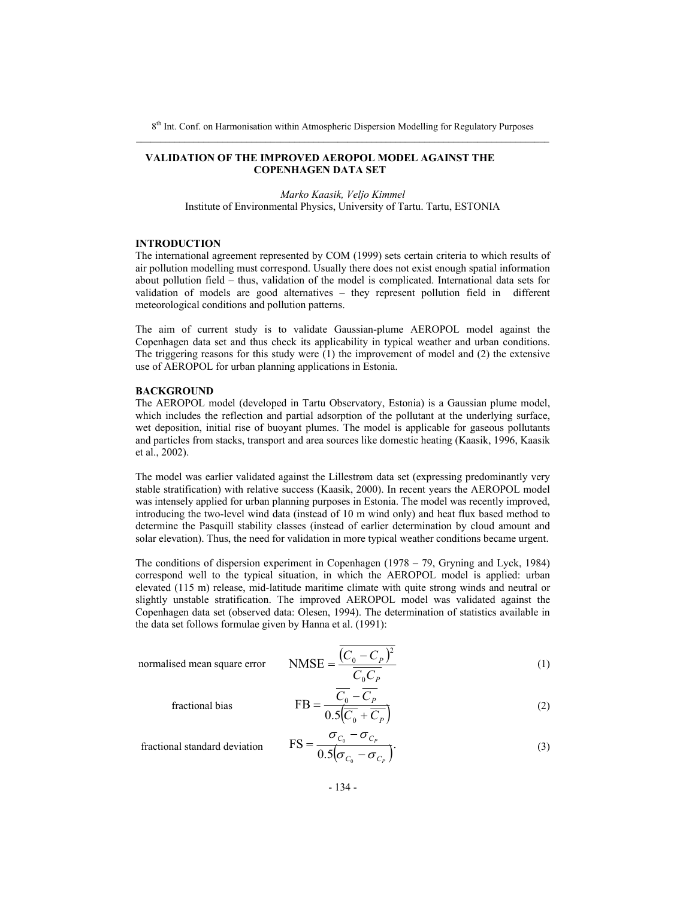# VALIDATION OF THE IMPROVED AEROPOL MODEL AGAINST THE COPENHAGEN DATA SET

*Marko Kaasik, Veljo Kimmel*

Institute of Environmental Physics, University of Tartu. Tartu, ESTONIA

## INTRODUCTION

The international agreement represented by COM (1999) sets certain criteria to which results of air pollution modelling must correspond. Usually there does not exist enough spatial information about pollution field – thus, validation of the model is complicated. International data sets for validation of models are good alternatives – they represent pollution field in different meteorological conditions and pollution patterns.

The aim of current study is to validate Gaussian-plume AEROPOL model against the Copenhagen data set and thus check its applicability in typical weather and urban conditions. The triggering reasons for this study were (1) the improvement of model and (2) the extensive use of AEROPOL for urban planning applications in Estonia.

## BACKGROUND

The AEROPOL model (developed in Tartu Observatory, Estonia) is a Gaussian plume model, which includes the reflection and partial adsorption of the pollutant at the underlying surface, wet deposition, initial rise of buoyant plumes. The model is applicable for gaseous pollutants and particles from stacks, transport and area sources like domestic heating (Kaasik, 1996, Kaasik et al., 2002).

The model was earlier validated against the Lillestrøm data set (expressing predominantly very stable stratification) with relative success (Kaasik, 2000). In recent years the AEROPOL model was intensely applied for urban planning purposes in Estonia. The model was recently improved, introducing the two-level wind data (instead of 10 m wind only) and heat flux based method to determine the Pasquill stability classes (instead of earlier determination by cloud amount and solar elevation). Thus, the need for validation in more typical weather conditions became urgent.

The conditions of dispersion experiment in Copenhagen (1978 – 79, Gryning and Lyck, 1984) correspond well to the typical situation, in which the AEROPOL model is applied: urban elevated (115 m) release, mid-latitude maritime climate with quite strong winds and neutral or slightly unstable stratification. The improved AEROPOL model was validated against the Copenhagen data set (observed data: Olesen, 1994). The determination of statistics available in the data set follows formulae given by Hanna et al. (1991):

normalised mean square error
$$\mathrm{NMSE} = \frac{\overline{\left(C_0 - C_P\right)^2}}{\overline{C_0 C_P}} \tag{1}$$

fractional bias
$$\mathrm{FB} = \frac{\overline{C_0} - \overline{C_P}}{0.5\left(\overline{C_0} + \overline{C_P}\right)} \tag{2}$$

fractional standard deviation
$$\mathrm{FS} = \frac{\sigma_{C_0} - \sigma_{C_P}}{0.5\left(\sigma_{C_0} - \sigma_{C_P}\right)}. \tag{3}$$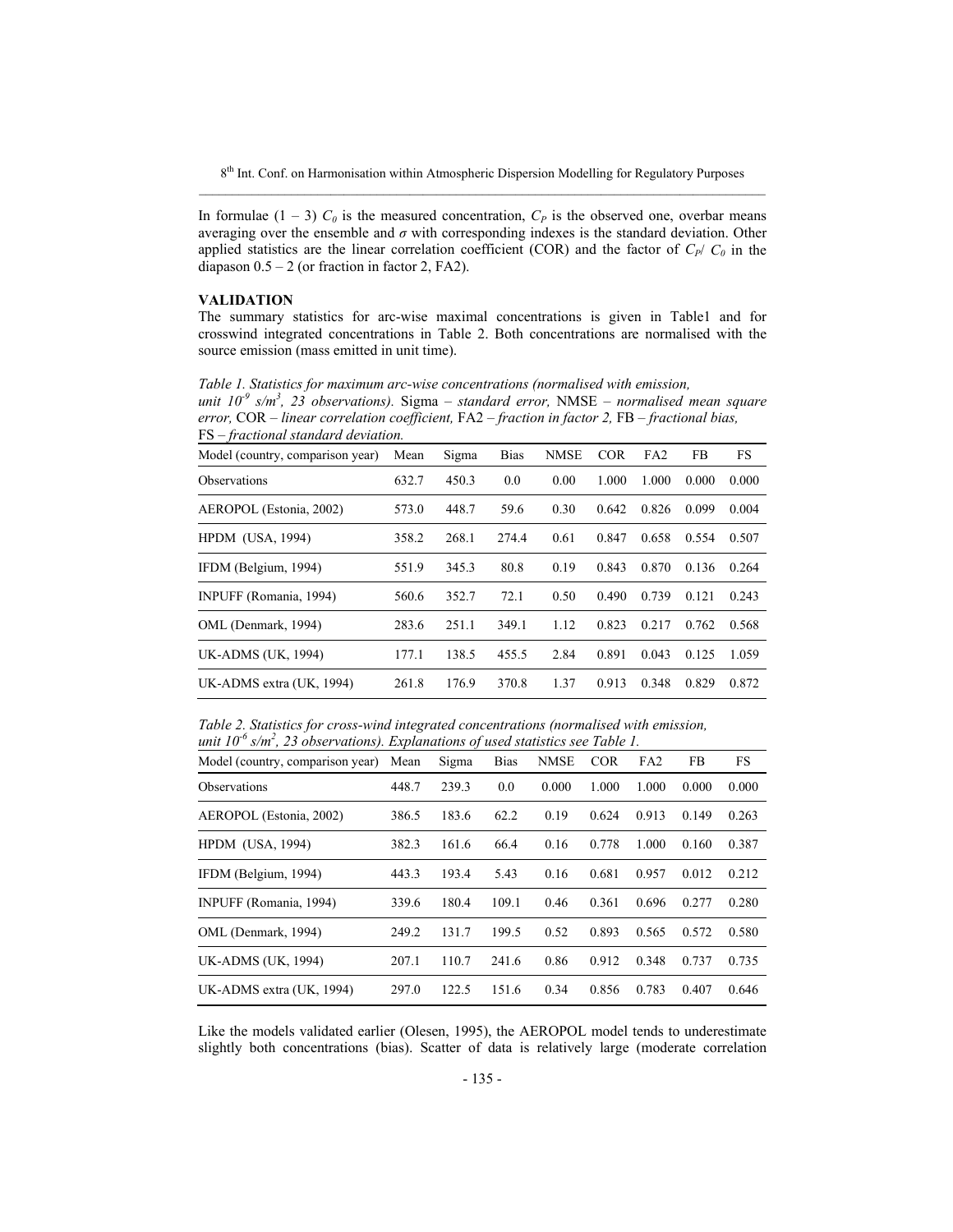In formulae (1 – 3) $C_0$ is the measured concentration, $C_P$ is the observed one, overbar means averaging over the ensemble and $\sigma$ with corresponding indexes is the standard deviation. Other applied statistics are the linear correlation coefficient (COR) and the factor of $C_P/ C_0$ in the diapason 0.5 – 2 (or fraction in factor 2, FA2).

**VALIDATION**

The summary statistics for arc-wise maximal concentrations is given in Table1 and for crosswind integrated concentrations in Table 2. Both concentrations are normalised with the source emission (mass emitted in unit time).

*Table 1. Statistics for maximum arc-wise concentrations (normalised with emission, unit $10^{-9}$ s/m$^3$, 23 observations).* Sigma – *standard error,* NMSE – *normalised mean square error,* COR – *linear correlation coefficient,* FA2 – *fraction in factor 2,* FB – *fractional bias,* FS – *fractional standard deviation.*

| Model (country, comparison year) | Mean | Sigma | Bias | NMSE | COR | FA2 | FB | FS |
|---|---|---|---|---|---|---|---|---|
| Observations | 632.7 | 450.3 | 0.0 | 0.00 | 1.000 | 1.000 | 0.000 | 0.000 |
| AEROPOL (Estonia, 2002) | 573.0 | 448.7 | 59.6 | 0.30 | 0.642 | 0.826 | 0.099 | 0.004 |
| HPDM (USA, 1994) | 358.2 | 268.1 | 274.4 | 0.61 | 0.847 | 0.658 | 0.554 | 0.507 |
| IFDM (Belgium, 1994) | 551.9 | 345.3 | 80.8 | 0.19 | 0.843 | 0.870 | 0.136 | 0.264 |
| INPUFF (Romania, 1994) | 560.6 | 352.7 | 72.1 | 0.50 | 0.490 | 0.739 | 0.121 | 0.243 |
| OML (Denmark, 1994) | 283.6 | 251.1 | 349.1 | 1.12 | 0.823 | 0.217 | 0.762 | 0.568 |
| UK-ADMS (UK, 1994) | 177.1 | 138.5 | 455.5 | 2.84 | 0.891 | 0.043 | 0.125 | 1.059 |
| UK-ADMS extra (UK, 1994) | 261.8 | 176.9 | 370.8 | 1.37 | 0.913 | 0.348 | 0.829 | 0.872 |

*Table 2. Statistics for cross-wind integrated concentrations (normalised with emission, unit $10^{-6}$ s/m$^2$, 23 observations). Explanations of used statistics see Table 1.*

| Model (country, comparison year) | Mean | Sigma | Bias | NMSE | COR | FA2 | FB | FS |
|---|---|---|---|---|---|---|---|---|
| Observations | 448.7 | 239.3 | 0.0 | 0.000 | 1.000 | 1.000 | 0.000 | 0.000 |
| AEROPOL (Estonia, 2002) | 386.5 | 183.6 | 62.2 | 0.19 | 0.624 | 0.913 | 0.149 | 0.263 |
| HPDM (USA, 1994) | 382.3 | 161.6 | 66.4 | 0.16 | 0.778 | 1.000 | 0.160 | 0.387 |
| IFDM (Belgium, 1994) | 443.3 | 193.4 | 5.43 | 0.16 | 0.681 | 0.957 | 0.012 | 0.212 |
| INPUFF (Romania, 1994) | 339.6 | 180.4 | 109.1 | 0.46 | 0.361 | 0.696 | 0.277 | 0.280 |
| OML (Denmark, 1994) | 249.2 | 131.7 | 199.5 | 0.52 | 0.893 | 0.565 | 0.572 | 0.580 |
| UK-ADMS (UK, 1994) | 207.1 | 110.7 | 241.6 | 0.86 | 0.912 | 0.348 | 0.737 | 0.735 |
| UK-ADMS extra (UK, 1994) | 297.0 | 122.5 | 151.6 | 0.34 | 0.856 | 0.783 | 0.407 | 0.646 |

Like the models validated earlier (Olesen, 1995), the AEROPOL model tends to underestimate slightly both concentrations (bias). Scatter of data is relatively large (moderate correlation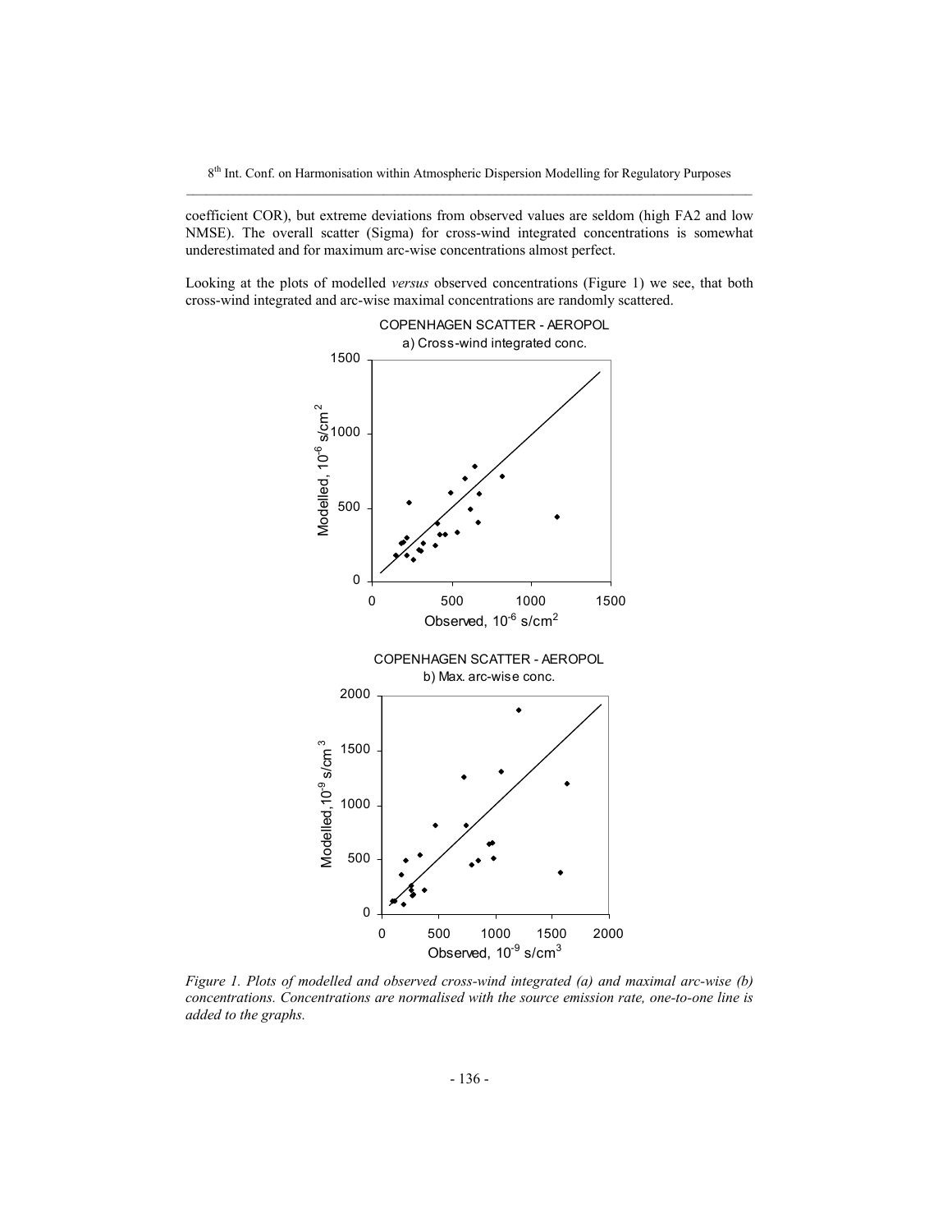coefficient COR), but extreme deviations from observed values are seldom (high FA2 and low NMSE). The overall scatter (Sigma) for cross-wind integrated concentrations is somewhat underestimated and for maximum arc-wise concentrations almost perfect.

Looking at the plots of modelled *versus* observed concentrations (Figure 1) we see, that both cross-wind integrated and arc-wise maximal concentrations are randomly scattered.

*Figure 1. Plots of modelled and observed cross-wind integrated (a) and maximal arc-wise (b) concentrations. Concentrations are normalised with the source emission rate, one-to-one line is added to the graphs.*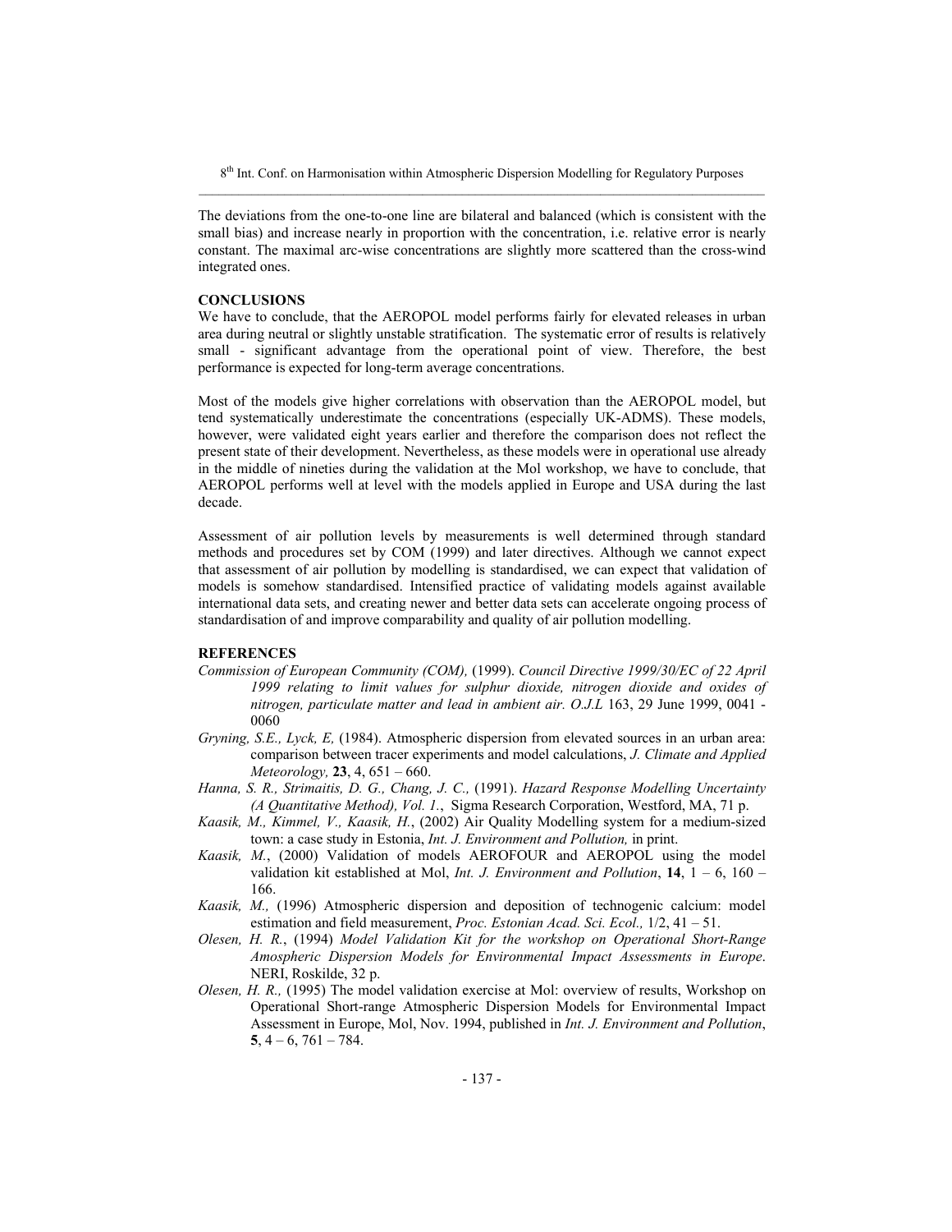The deviations from the one-to-one line are bilateral and balanced (which is consistent with the small bias) and increase nearly in proportion with the concentration, i.e. relative error is nearly constant. The maximal arc-wise concentrations are slightly more scattered than the cross-wind integrated ones.

**CONCLUSIONS**

We have to conclude, that the AEROPOL model performs fairly for elevated releases in urban area during neutral or slightly unstable stratification. The systematic error of results is relatively small - significant advantage from the operational point of view. Therefore, the best performance is expected for long-term average concentrations.

Most of the models give higher correlations with observation than the AEROPOL model, but tend systematically underestimate the concentrations (especially UK-ADMS). These models, however, were validated eight years earlier and therefore the comparison does not reflect the present state of their development. Nevertheless, as these models were in operational use already in the middle of nineties during the validation at the Mol workshop, we have to conclude, that AEROPOL performs well at level with the models applied in Europe and USA during the last decade.

Assessment of air pollution levels by measurements is well determined through standard methods and procedures set by COM (1999) and later directives. Although we cannot expect that assessment of air pollution by modelling is standardised, we can expect that validation of models is somehow standardised. Intensified practice of validating models against available international data sets, and creating newer and better data sets can accelerate ongoing process of standardisation of and improve comparability and quality of air pollution modelling.

**REFERENCES**

*Commission of European Community (COM),* (1999). *Council Directive 1999/30/EC of 22 April 1999 relating to limit values for sulphur dioxide, nitrogen dioxide and oxides of nitrogen, particulate matter and lead in ambient air. O.J.L* 163, 29 June 1999, 0041 - 0060

*Gryning, S.E., Lyck, E,* (1984). Atmospheric dispersion from elevated sources in an urban area: comparison between tracer experiments and model calculations, *J. Climate and Applied Meteorology,* **23**, 4, 651 – 660.

*Hanna, S. R., Strimaitis, D. G., Chang, J. C.,* (1991). *Hazard Response Modelling Uncertainty (A Quantitative Method), Vol. 1.*, Sigma Research Corporation, Westford, MA, 71 p.

*Kaasik, M., Kimmel, V., Kaasik, H.*, (2002) Air Quality Modelling system for a medium-sized town: a case study in Estonia, *Int. J. Environment and Pollution,* in print.

*Kaasik, M.*, (2000) Validation of models AEROFOUR and AEROPOL using the model validation kit established at Mol, *Int. J. Environment and Pollution*, **14**, 1 – 6, 160 – 166.

*Kaasik, M.,* (1996) Atmospheric dispersion and deposition of technogenic calcium: model estimation and field measurement, *Proc. Estonian Acad. Sci. Ecol.,* 1/2, 41 – 51.

*Olesen, H. R.*, (1994) *Model Validation Kit for the workshop on Operational Short-Range Amospheric Dispersion Models for Environmental Impact Assessments in Europe*. NERI, Roskilde, 32 p.

*Olesen, H. R.,* (1995) The model validation exercise at Mol: overview of results, Workshop on Operational Short-range Atmospheric Dispersion Models for Environmental Impact Assessment in Europe, Mol, Nov. 1994, published in *Int. J. Environment and Pollution*, **5**, 4 – 6, 761 – 784.